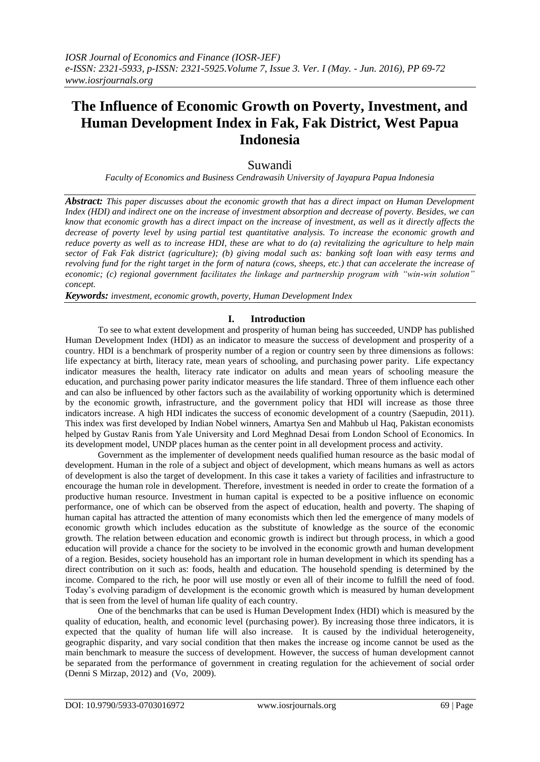# The Influence of Economic Growth on Poverty, Investment, and Human Development Index in Fak, Fak District, West Papua Indonesia

Suwandi

*Faculty of Economics and Business Cendrawasih University of Jayapura Papua Indonesia*

***Abstract:*** *This paper discusses about the economic growth that has a direct impact on Human Development Index (HDI) and indirect one on the increase of investment absorption and decrease of poverty. Besides, we can know that economic growth has a direct impact on the increase of investment, as well as it directly affects the decrease of poverty level by using partial test quantitative analysis. To increase the economic growth and reduce poverty as well as to increase HDI, these are what to do (a) revitalizing the agriculture to help main sector of Fak Fak district (agriculture); (b) giving modal such as: banking soft loan with easy terms and revolving fund for the right target in the form of natura (cows, sheeps, etc.) that can accelerate the increase of economic; (c) regional government facilitates the linkage and partnership program with "win-win solution" concept.*

***Keywords:*** *investment, economic growth, poverty, Human Development Index*

## I. Introduction

To see to what extent development and prosperity of human being has succeeded, UNDP has published Human Development Index (HDI) as an indicator to measure the success of development and prosperity of a country. HDI is a benchmark of prosperity number of a region or country seen by three dimensions as follows: life expectancy at birth, literacy rate, mean years of schooling, and purchasing power parity. Life expectancy indicator measures the health, literacy rate indicator on adults and mean years of schooling measure the education, and purchasing power parity indicator measures the life standard. Three of them influence each other and can also be influenced by other factors such as the availability of working opportunity which is determined by the economic growth, infrastructure, and the government policy that HDI will increase as those three indicators increase. A high HDI indicates the success of economic development of a country (Saepudin, 2011). This index was first developed by Indian Nobel winners, Amartya Sen and Mahbub ul Haq, Pakistan economists helped by Gustav Ranis from Yale University and Lord Meghnad Desai from London School of Economics. In its development model, UNDP places human as the center point in all development process and activity.

Government as the implementer of development needs qualified human resource as the basic modal of development. Human in the role of a subject and object of development, which means humans as well as actors of development is also the target of development. In this case it takes a variety of facilities and infrastructure to encourage the human role in development. Therefore, investment is needed in order to create the formation of a productive human resource. Investment in human capital is expected to be a positive influence on economic performance, one of which can be observed from the aspect of education, health and poverty. The shaping of human capital has attracted the attention of many economists which then led the emergence of many models of economic growth which includes education as the substitute of knowledge as the source of the economic growth. The relation between education and economic growth is indirect but through process, in which a good education will provide a chance for the society to be involved in the economic growth and human development of a region. Besides, society household has an important role in human development in which its spending has a direct contribution on it such as: foods, health and education. The household spending is determined by the income. Compared to the rich, he poor will use mostly or even all of their income to fulfill the need of food. Today's evolving paradigm of development is the economic growth which is measured by human development that is seen from the level of human life quality of each country.

One of the benchmarks that can be used is Human Development Index (HDI) which is measured by the quality of education, health, and economic level (purchasing power). By increasing those three indicators, it is expected that the quality of human life will also increase. It is caused by the individual heterogeneity, geographic disparity, and vary social condition that then makes the increase og income cannot be used as the main benchmark to measure the success of development. However, the success of human development cannot be separated from the performance of government in creating regulation for the achievement of social order (Denni S Mirzap, 2012) and (Vo, 2009).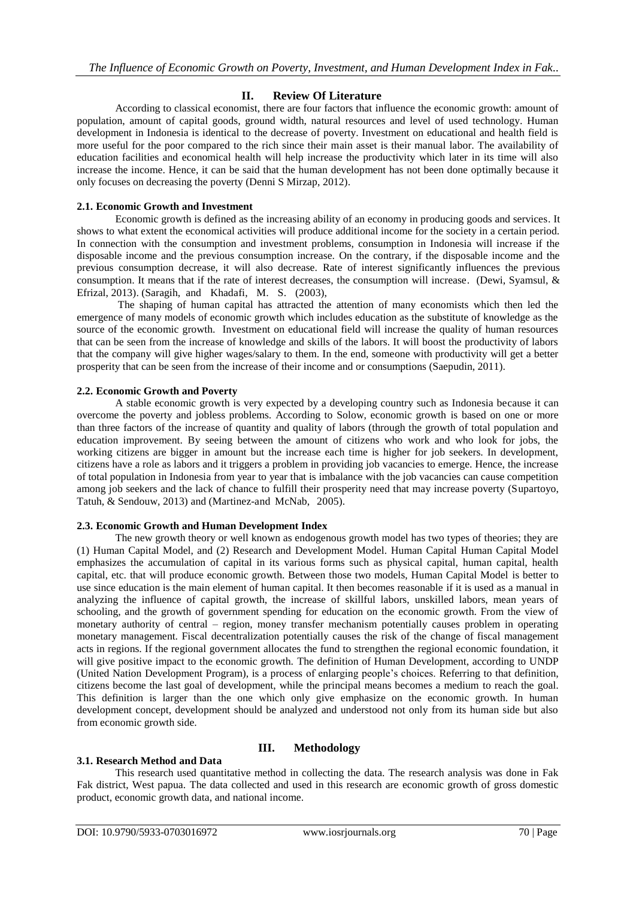## II. Review Of Literature

According to classical economist, there are four factors that influence the economic growth: amount of population, amount of capital goods, ground width, natural resources and level of used technology. Human development in Indonesia is identical to the decrease of poverty. Investment on educational and health field is more useful for the poor compared to the rich since their main asset is their manual labor. The availability of education facilities and economical health will help increase the productivity which later in its time will also increase the income. Hence, it can be said that the human development has not been done optimally because it only focuses on decreasing the poverty (Denni S Mirzap, 2012).

### 2.1. Economic Growth and Investment

Economic growth is defined as the increasing ability of an economy in producing goods and services. It shows to what extent the economical activities will produce additional income for the society in a certain period. In connection with the consumption and investment problems, consumption in Indonesia will increase if the disposable income and the previous consumption increase. On the contrary, if the disposable income and the previous consumption decrease, it will also decrease. Rate of interest significantly influences the previous consumption. It means that if the rate of interest decreases, the consumption will increase. (Dewi, Syamsul, & Efrizal, 2013). (Saragih, and Khadafi, M. S. (2003),

The shaping of human capital has attracted the attention of many economists which then led the emergence of many models of economic growth which includes education as the substitute of knowledge as the source of the economic growth. Investment on educational field will increase the quality of human resources that can be seen from the increase of knowledge and skills of the labors. It will boost the productivity of labors that the company will give higher wages/salary to them. In the end, someone with productivity will get a better prosperity that can be seen from the increase of their income and or consumptions (Saepudin, 2011).

### 2.2. Economic Growth and Poverty

A stable economic growth is very expected by a developing country such as Indonesia because it can overcome the poverty and jobless problems. According to Solow, economic growth is based on one or more than three factors of the increase of quantity and quality of labors (through the growth of total population and education improvement. By seeing between the amount of citizens who work and who look for jobs, the working citizens are bigger in amount but the increase each time is higher for job seekers. In development, citizens have a role as labors and it triggers a problem in providing job vacancies to emerge. Hence, the increase of total population in Indonesia from year to year that is imbalance with the job vacancies can cause competition among job seekers and the lack of chance to fulfill their prosperity need that may increase poverty (Supartoyo, Tatuh, & Sendouw, 2013) and (Martinez-and McNab, 2005).

### 2.3. Economic Growth and Human Development Index

The new growth theory or well known as endogenous growth model has two types of theories; they are (1) Human Capital Model, and (2) Research and Development Model. Human Capital Human Capital Model emphasizes the accumulation of capital in its various forms such as physical capital, human capital, health capital, etc. that will produce economic growth. Between those two models, Human Capital Model is better to use since education is the main element of human capital. It then becomes reasonable if it is used as a manual in analyzing the influence of capital growth, the increase of skillful labors, unskilled labors, mean years of schooling, and the growth of government spending for education on the economic growth. From the view of monetary authority of central – region, money transfer mechanism potentially causes problem in operating monetary management. Fiscal decentralization potentially causes the risk of the change of fiscal management acts in regions. If the regional government allocates the fund to strengthen the regional economic foundation, it will give positive impact to the economic growth. The definition of Human Development, according to UNDP (United Nation Development Program), is a process of enlarging people's choices. Referring to that definition, citizens become the last goal of development, while the principal means becomes a medium to reach the goal. This definition is larger than the one which only give emphasize on the economic growth. In human development concept, development should be analyzed and understood not only from its human side but also from economic growth side.

## III. Methodology

### 3.1. Research Method and Data

This research used quantitative method in collecting the data. The research analysis was done in Fak Fak district, West papua. The data collected and used in this research are economic growth of gross domestic product, economic growth data, and national income.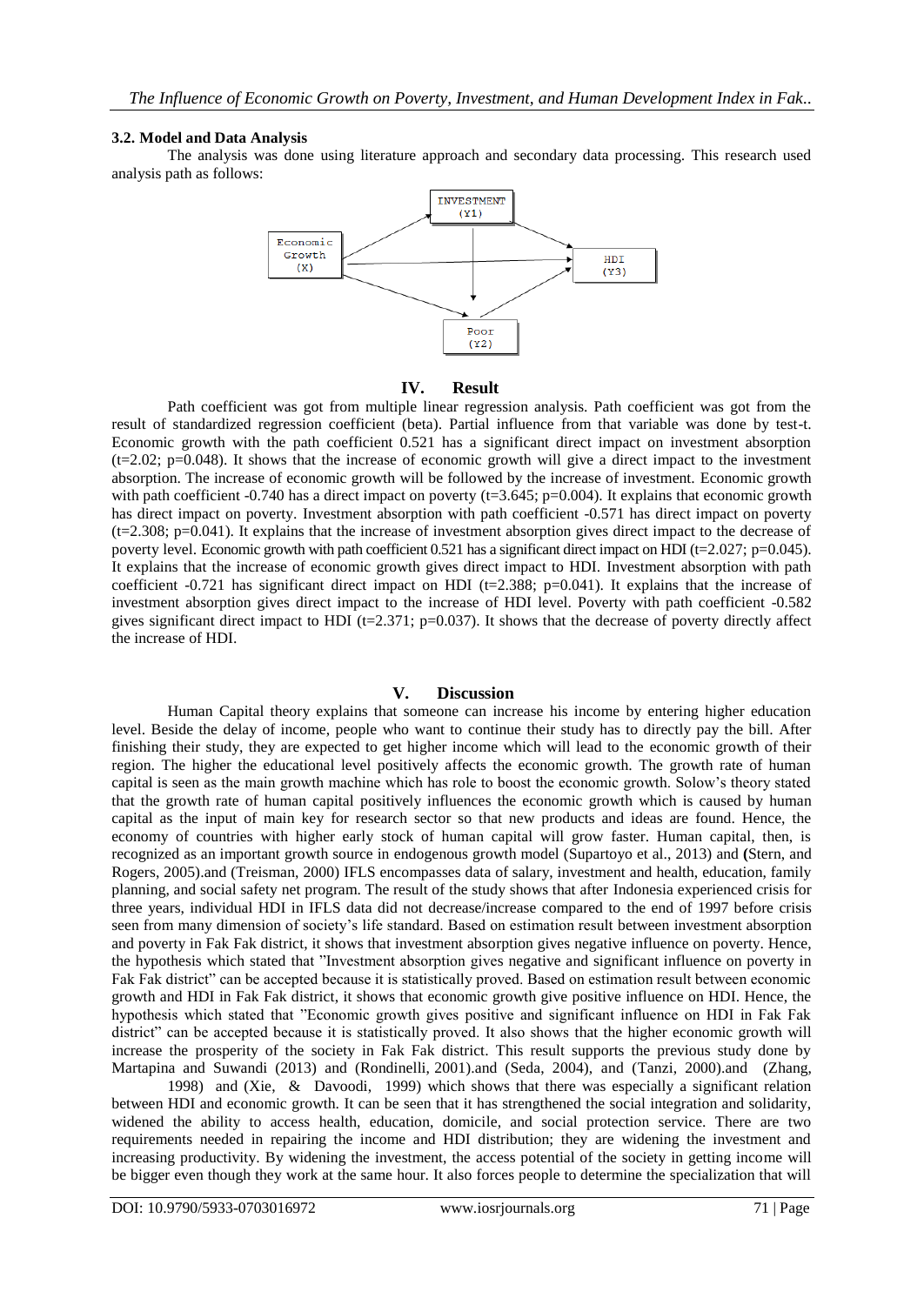### 3.2. Model and Data Analysis

The analysis was done using literature approach and secondary data processing. This research used analysis path as follows:

## IV. Result

Path coefficient was got from multiple linear regression analysis. Path coefficient was got from the result of standardized regression coefficient (beta). Partial influence from that variable was done by test-t. Economic growth with the path coefficient 0.521 has a significant direct impact on investment absorption ($t=2.02$; $p=0.048$). It shows that the increase of economic growth will give a direct impact to the investment absorption. The increase of economic growth will be followed by the increase of investment. Economic growth with path coefficient -0.740 has a direct impact on poverty ($t=3.645$; $p=0.004$). It explains that economic growth has direct impact on poverty. Investment absorption with path coefficient -0.571 has direct impact on poverty ($t=2.308$; $p=0.041$). It explains that the increase of investment absorption gives direct impact to the decrease of poverty level. Economic growth with path coefficient 0.521 has a significant direct impact on HDI ($t=2.027$; $p=0.045$). It explains that the increase of economic growth gives direct impact to HDI. Investment absorption with path coefficient -0.721 has significant direct impact on HDI ($t=2.388$; $p=0.041$). It explains that the increase of investment absorption gives direct impact to the increase of HDI level. Poverty with path coefficient -0.582 gives significant direct impact to HDI ($t=2.371$; $p=0.037$). It shows that the decrease of poverty directly affect the increase of HDI.

## V. Discussion

Human Capital theory explains that someone can increase his income by entering higher education level. Beside the delay of income, people who want to continue their study has to directly pay the bill. After finishing their study, they are expected to get higher income which will lead to the economic growth of their region. The higher the educational level positively affects the economic growth. The growth rate of human capital is seen as the main growth machine which has role to boost the economic growth. Solow's theory stated that the growth rate of human capital positively influences the economic growth which is caused by human capital as the input of main key for research sector so that new products and ideas are found. Hence, the economy of countries with higher early stock of human capital will grow faster. Human capital, then, is recognized as an important growth source in endogenous growth model (Supartoyo et al., 2013) and **(**Stern, and Rogers, 2005).and (Treisman, 2000) IFLS encompasses data of salary, investment and health, education, family planning, and social safety net program. The result of the study shows that after Indonesia experienced crisis for three years, individual HDI in IFLS data did not decrease/increase compared to the end of 1997 before crisis seen from many dimension of society's life standard. Based on estimation result between investment absorption and poverty in Fak Fak district, it shows that investment absorption gives negative influence on poverty. Hence, the hypothesis which stated that "Investment absorption gives negative and significant influence on poverty in Fak Fak district" can be accepted because it is statistically proved. Based on estimation result between economic growth and HDI in Fak Fak district, it shows that economic growth give positive influence on HDI. Hence, the hypothesis which stated that "Economic growth gives positive and significant influence on HDI in Fak Fak district" can be accepted because it is statistically proved. It also shows that the higher economic growth will increase the prosperity of the society in Fak Fak district. This result supports the previous study done by Martapina and Suwandi (2013) and (Rondinelli, 2001).and (Seda, 2004), and (Tanzi, 2000).and (Zhang, 1998) and (Xie, & Davoodi, 1999) which shows that there was especially a significant relation between HDI and economic growth. It can be seen that it has strengthened the social integration and solidarity, widened the ability to access health, education, domicile, and social protection service. There are two requirements needed in repairing the income and HDI distribution; they are widening the investment and increasing productivity. By widening the investment, the access potential of the society in getting income will be bigger even though they work at the same hour. It also forces people to determine the specialization that will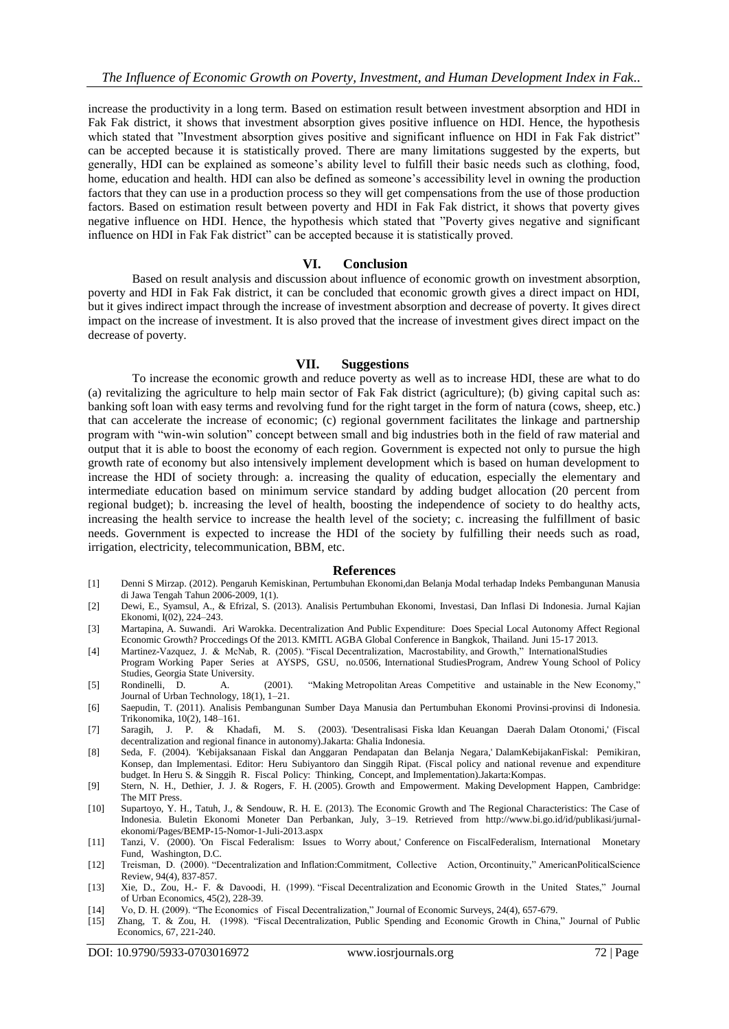increase the productivity in a long term. Based on estimation result between investment absorption and HDI in Fak Fak district, it shows that investment absorption gives positive influence on HDI. Hence, the hypothesis which stated that "Investment absorption gives positive and significant influence on HDI in Fak Fak district" can be accepted because it is statistically proved. There are many limitations suggested by the experts, but generally, HDI can be explained as someone's ability level to fulfill their basic needs such as clothing, food, home, education and health. HDI can also be defined as someone's accessibility level in owning the production factors that they can use in a production process so they will get compensations from the use of those production factors. Based on estimation result between poverty and HDI in Fak Fak district, it shows that poverty gives negative influence on HDI. Hence, the hypothesis which stated that "Poverty gives negative and significant influence on HDI in Fak Fak district" can be accepted because it is statistically proved.

## VI. Conclusion

Based on result analysis and discussion about influence of economic growth on investment absorption, poverty and HDI in Fak Fak district, it can be concluded that economic growth gives a direct impact on HDI, but it gives indirect impact through the increase of investment absorption and decrease of poverty. It gives direct impact on the increase of investment. It is also proved that the increase of investment gives direct impact on the decrease of poverty.

## VII. Suggestions

To increase the economic growth and reduce poverty as well as to increase HDI, these are what to do (a) revitalizing the agriculture to help main sector of Fak Fak district (agriculture); (b) giving capital such as: banking soft loan with easy terms and revolving fund for the right target in the form of natura (cows, sheep, etc.) that can accelerate the increase of economic; (c) regional government facilitates the linkage and partnership program with "win-win solution" concept between small and big industries both in the field of raw material and output that it is able to boost the economy of each region. Government is expected not only to pursue the high growth rate of economy but also intensively implement development which is based on human development to increase the HDI of society through: a. increasing the quality of education, especially the elementary and intermediate education based on minimum service standard by adding budget allocation (20 percent from regional budget); b. increasing the level of health, boosting the independence of society to do healthy acts, increasing the health service to increase the health level of the society; c. increasing the fulfillment of basic needs. Government is expected to increase the HDI of the society by fulfilling their needs such as road, irrigation, electricity, telecommunication, BBM, etc.

## References

[1] Denni S Mirzap. (2012). Pengaruh Kemiskinan, Pertumbuhan Ekonomi,dan Belanja Modal terhadap Indeks Pembangunan Manusia di Jawa Tengah Tahun 2006-2009, 1(1).

[2] Dewi, E., Syamsul, A., & Efrizal, S. (2013). Analisis Pertumbuhan Ekonomi, Investasi, Dan Inflasi Di Indonesia. Jurnal Kajian Ekonomi, I(02), 224–243.

[3] Martapina, A. Suwandi. Ari Warokka. Decentralization And Public Expenditure: Does Special Local Autonomy Affect Regional Economic Growth? Proccedings Of the 2013. KMITL AGBA Global Conference in Bangkok, Thailand. Juni 15-17 2013.

[4] Martinez-Vazquez, J. & McNab, R. (2005). "Fiscal Decentralization, Macrostability, and Growth," InternationalStudies Program Working Paper Series at AYSPS, GSU, no.0506, International StudiesProgram, Andrew Young School of Policy Studies, Georgia State University.

[5] Rondinelli, D. A. (2001). "Making Metropolitan Areas Competitive and ustainable in the New Economy," Journal of Urban Technology, 18(1), 1–21.

[6] Saepudin, T. (2011). Analisis Pembangunan Sumber Daya Manusia dan Pertumbuhan Ekonomi Provinsi-provinsi di Indonesia. Trikonomika, 10(2), 148–161.

[7] Saragih, J. P. & Khadafi, M. S. (2003). 'Desentralisasi Fiska ldan Keuangan Daerah Dalam Otonomi,' (Fiscal decentralization and regional finance in autonomy).Jakarta: Ghalia Indonesia.

[8] Seda, F. (2004). 'Kebijaksanaan Fiskal dan Anggaran Pendapatan dan Belanja Negara,' DalamKebijakanFiskal: Pemikiran, Konsep, dan Implementasi. Editor: Heru Subiyantoro dan Singgih Ripat. (Fiscal policy and national revenue and expenditure budget. In Heru S. & Singgih R. Fiscal Policy: Thinking, Concept, and Implementation).Jakarta:Kompas.

[9] Stern, N. H., Dethier, J. J. & Rogers, F. H. (2005). Growth and Empowerment. Making Development Happen, Cambridge: The MIT Press.

[10] Supartoyo, Y. H., Tatuh, J., & Sendouw, R. H. E. (2013). The Economic Growth and The Regional Characteristics: The Case of Indonesia. Buletin Ekonomi Moneter Dan Perbankan, July, 3–19. Retrieved from http://www.bi.go.id/id/publikasi/jurnal-ekonomi/Pages/BEMP-15-Nomor-1-Juli-2013.aspx

[11] Tanzi, V. (2000). 'On Fiscal Federalism: Issues to Worry about,' Conference on FiscalFederalism, International Monetary Fund, Washington, D.C.

[12] Treisman, D. (2000). "Decentralization and Inflation:Commitment, Collective Action, Orcontinuity," AmericanPoliticalScience Review, 94(4), 837-857.

[13] Xie, D., Zou, H.- F. & Davoodi, H. (1999). "Fiscal Decentralization and Economic Growth in the United States," Journal of Urban Economics, 45(2), 228-39.

[14] Vo, D. H. (2009). "The Economics of Fiscal Decentralization," Journal of Economic Surveys, 24(4), 657-679.

[15] Zhang, T. & Zou, H. (1998). "Fiscal Decentralization, Public Spending and Economic Growth in China," Journal of Public Economics, 67, 221-240.